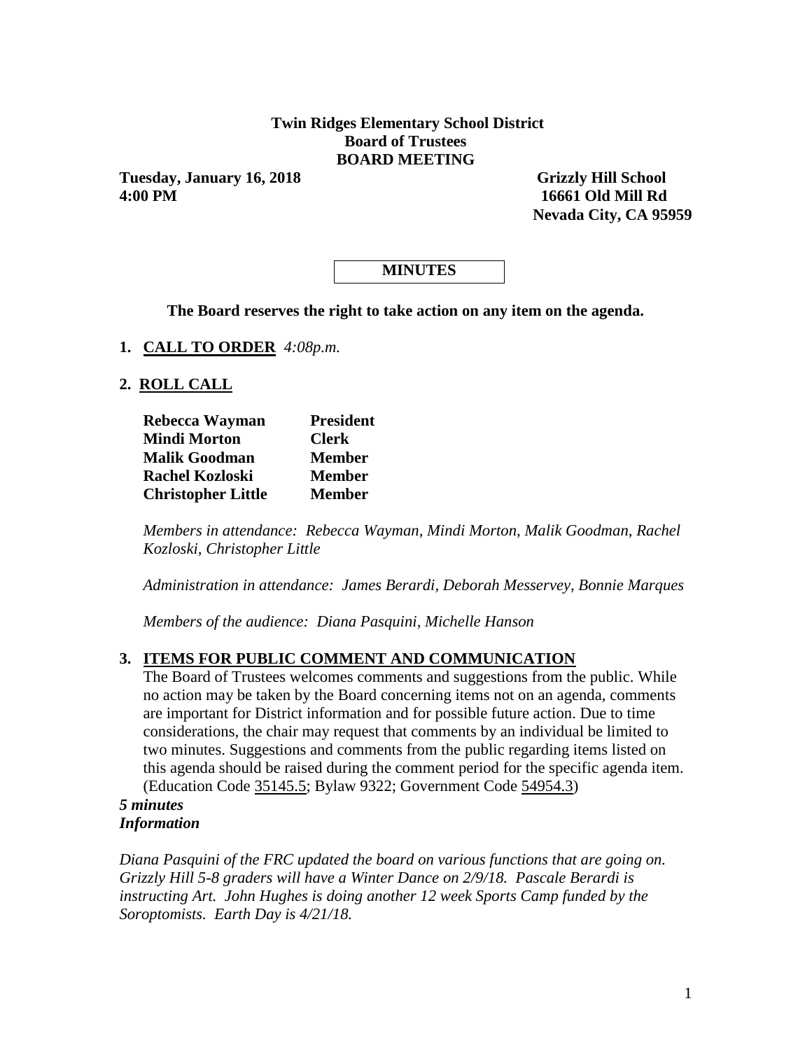**Twin Ridges Elementary School District**
**Board of Trustees**
**BOARD MEETING**

**Tuesday, January 16, 2018** **Grizzly Hill School**
**4:00 PM** **16661 Old Mill Rd**
**Nevada City, CA 95959**

**MINUTES**

**The Board reserves the right to take action on any item on the agenda.**

**1. CALL TO ORDER** *4:08p.m.*

**2. ROLL CALL**

| | |
|---|---|
| **Rebecca Wayman** | **President** |
| **Mindi Morton** | **Clerk** |
| **Malik Goodman** | **Member** |
| **Rachel Kozloski** | **Member** |
| **Christopher Little** | **Member** |

*Members in attendance: Rebecca Wayman, Mindi Morton, Malik Goodman, Rachel Kozloski, Christopher Little*

*Administration in attendance: James Berardi, Deborah Messervey, Bonnie Marques*

*Members of the audience: Diana Pasquini, Michelle Hanson*

**3. ITEMS FOR PUBLIC COMMENT AND COMMUNICATION**

The Board of Trustees welcomes comments and suggestions from the public. While no action may be taken by the Board concerning items not on an agenda, comments are important for District information and for possible future action. Due to time considerations, the chair may request that comments by an individual be limited to two minutes. Suggestions and comments from the public regarding items listed on this agenda should be raised during the comment period for the specific agenda item. (Education Code 35145.5; Bylaw 9322; Government Code 54954.3)

***5 minutes***
***Information***

*Diana Pasquini of the FRC updated the board on various functions that are going on. Grizzly Hill 5-8 graders will have a Winter Dance on 2/9/18. Pascale Berardi is instructing Art. John Hughes is doing another 12 week Sports Camp funded by the Soroptomists. Earth Day is 4/21/18.*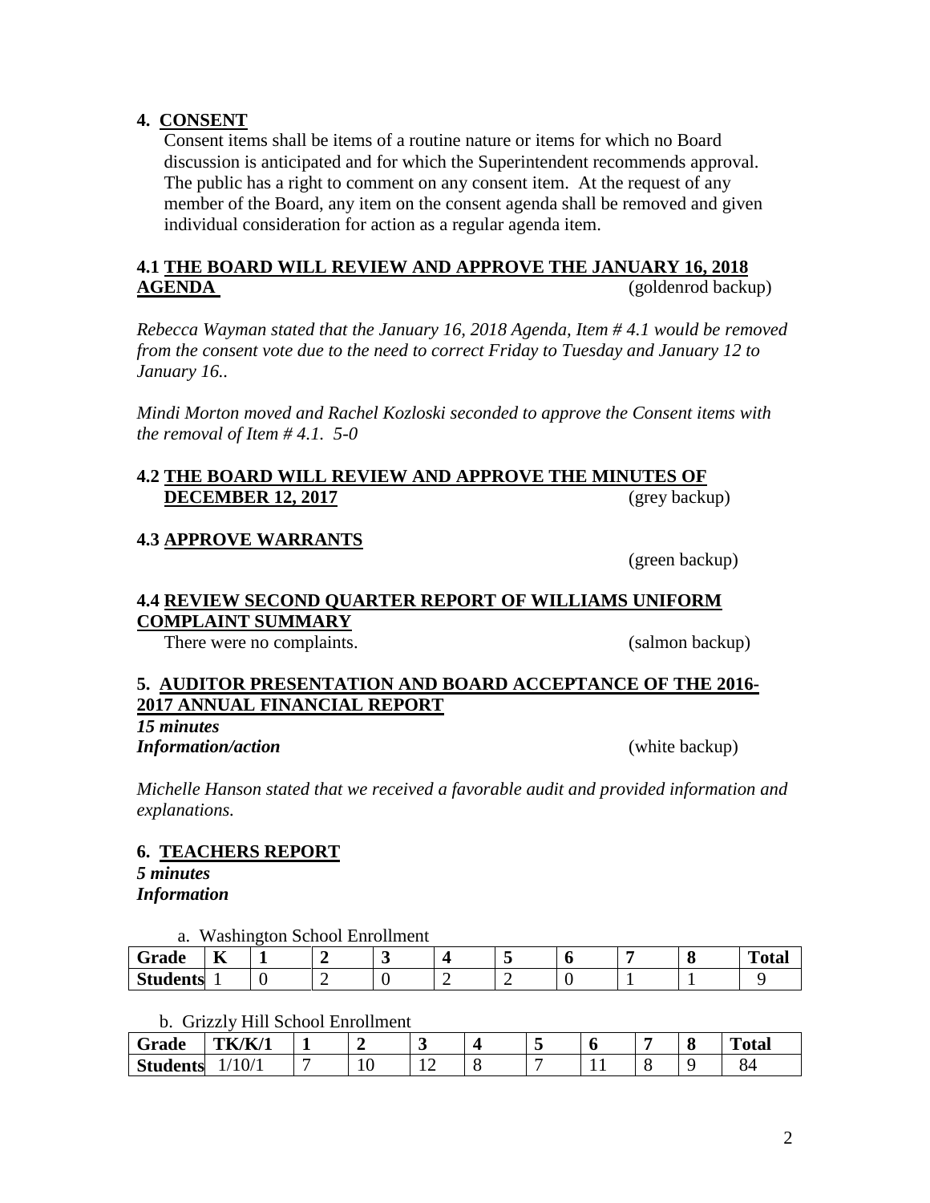**4. CONSENT**

Consent items shall be items of a routine nature or items for which no Board discussion is anticipated and for which the Superintendent recommends approval. The public has a right to comment on any consent item. At the request of any member of the Board, any item on the consent agenda shall be removed and given individual consideration for action as a regular agenda item.

**4.1 THE BOARD WILL REVIEW AND APPROVE THE JANUARY 16, 2018 AGENDA** (goldenrod backup)

*Rebecca Wayman stated that the January 16, 2018 Agenda, Item # 4.1 would be removed from the consent vote due to the need to correct Friday to Tuesday and January 12 to January 16..*

*Mindi Morton moved and Rachel Kozloski seconded to approve the Consent items with the removal of Item # 4.1. 5-0*

**4.2 THE BOARD WILL REVIEW AND APPROVE THE MINUTES OF DECEMBER 12, 2017** (grey backup)

**4.3 APPROVE WARRANTS**

(green backup)

**4.4 REVIEW SECOND QUARTER REPORT OF WILLIAMS UNIFORM COMPLAINT SUMMARY**

There were no complaints. (salmon backup)

**5. AUDITOR PRESENTATION AND BOARD ACCEPTANCE OF THE 2016-2017 ANNUAL FINANCIAL REPORT**

***15 minutes***

***Information/action*** (white backup)

*Michelle Hanson stated that we received a favorable audit and provided information and explanations.*

**6. TEACHERS REPORT**

***5 minutes***

***Information***

a. Washington School Enrollment

| Grade | K | 1 | 2 | 3 | 4 | 5 | 6 | 7 | 8 | Total |
|---|---|---|---|---|---|---|---|---|---|---|
| Students | 1 | 0 | 2 | 0 | 2 | 2 | 0 | 1 | 1 | 9 |

b. Grizzly Hill School Enrollment

| Grade | TK/K/1 | 1 | 2 | 3 | 4 | 5 | 6 | 7 | 8 | Total |
|---|---|---|---|---|---|---|---|---|---|---|
| Students | 1/10/1 | 7 | 10 | 12 | 8 | 7 | 11 | 8 | 9 | 84 |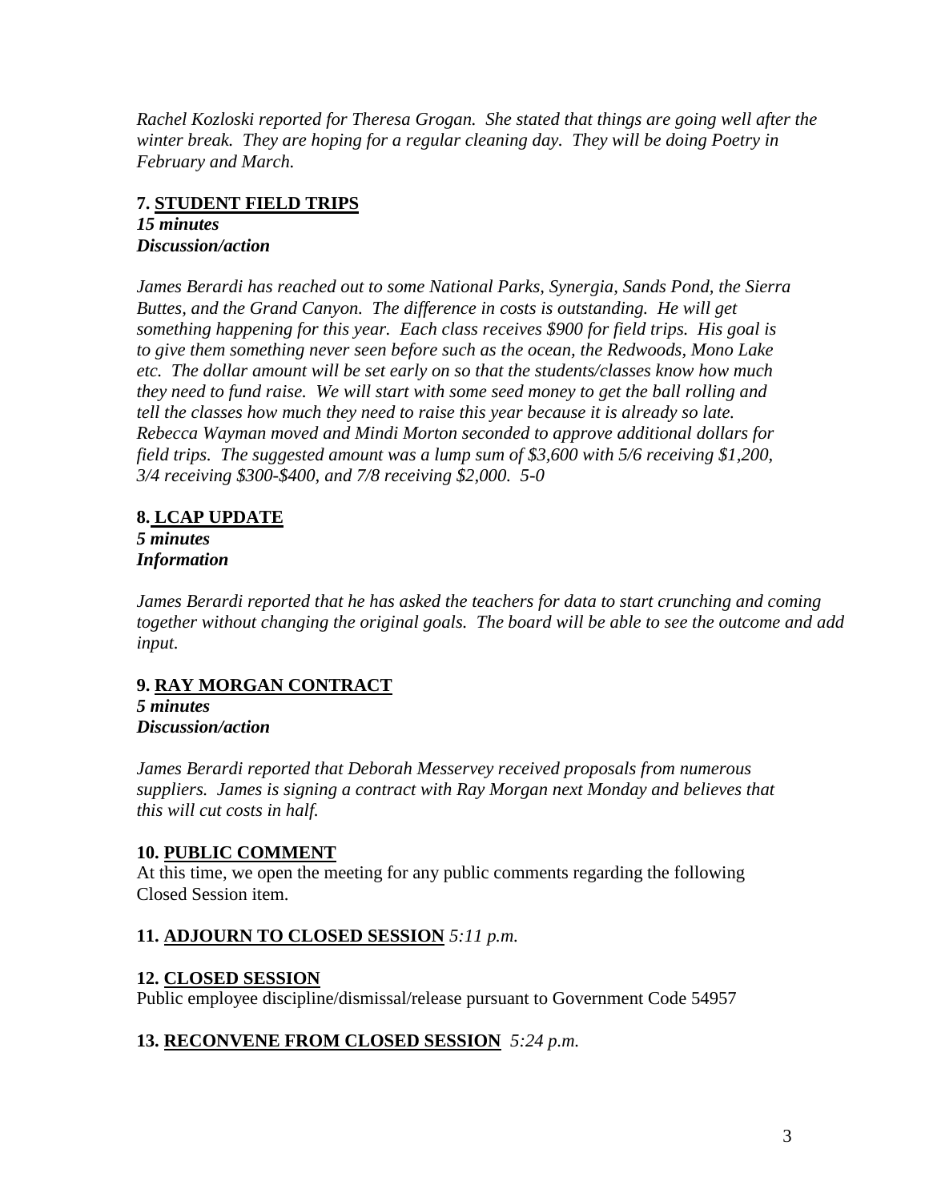*Rachel Kozloski reported for Theresa Grogan. She stated that things are going well after the winter break. They are hoping for a regular cleaning day. They will be doing Poetry in February and March.*

**7. <u>STUDENT FIELD TRIPS</u>**
***15 minutes***
***Discussion/action***

*James Berardi has reached out to some National Parks, Synergia, Sands Pond, the Sierra Buttes, and the Grand Canyon. The difference in costs is outstanding. He will get something happening for this year. Each class receives $900 for field trips. His goal is to give them something never seen before such as the ocean, the Redwoods, Mono Lake etc. The dollar amount will be set early on so that the students/classes know how much they need to fund raise. We will start with some seed money to get the ball rolling and tell the classes how much they need to raise this year because it is already so late. Rebecca Wayman moved and Mindi Morton seconded to approve additional dollars for field trips. The suggested amount was a lump sum of $3,600 with 5/6 receiving $1,200, 3/4 receiving $300-$400, and 7/8 receiving $2,000. 5-0*

**8. <u>LCAP UPDATE</u>**
***5 minutes***
***Information***

*James Berardi reported that he has asked the teachers for data to start crunching and coming together without changing the original goals. The board will be able to see the outcome and add input.*

**9. <u>RAY MORGAN CONTRACT</u>**
***5 minutes***
***Discussion/action***

*James Berardi reported that Deborah Messervey received proposals from numerous suppliers. James is signing a contract with Ray Morgan next Monday and believes that this will cut costs in half.*

**10. <u>PUBLIC COMMENT</u>**
At this time, we open the meeting for any public comments regarding the following Closed Session item.

**11. <u>ADJOURN TO CLOSED SESSION</u>** *5:11 p.m.*

**12. <u>CLOSED SESSION</u>**
Public employee discipline/dismissal/release pursuant to Government Code 54957

**13. <u>RECONVENE FROM CLOSED SESSION</u>** *5:24 p.m.*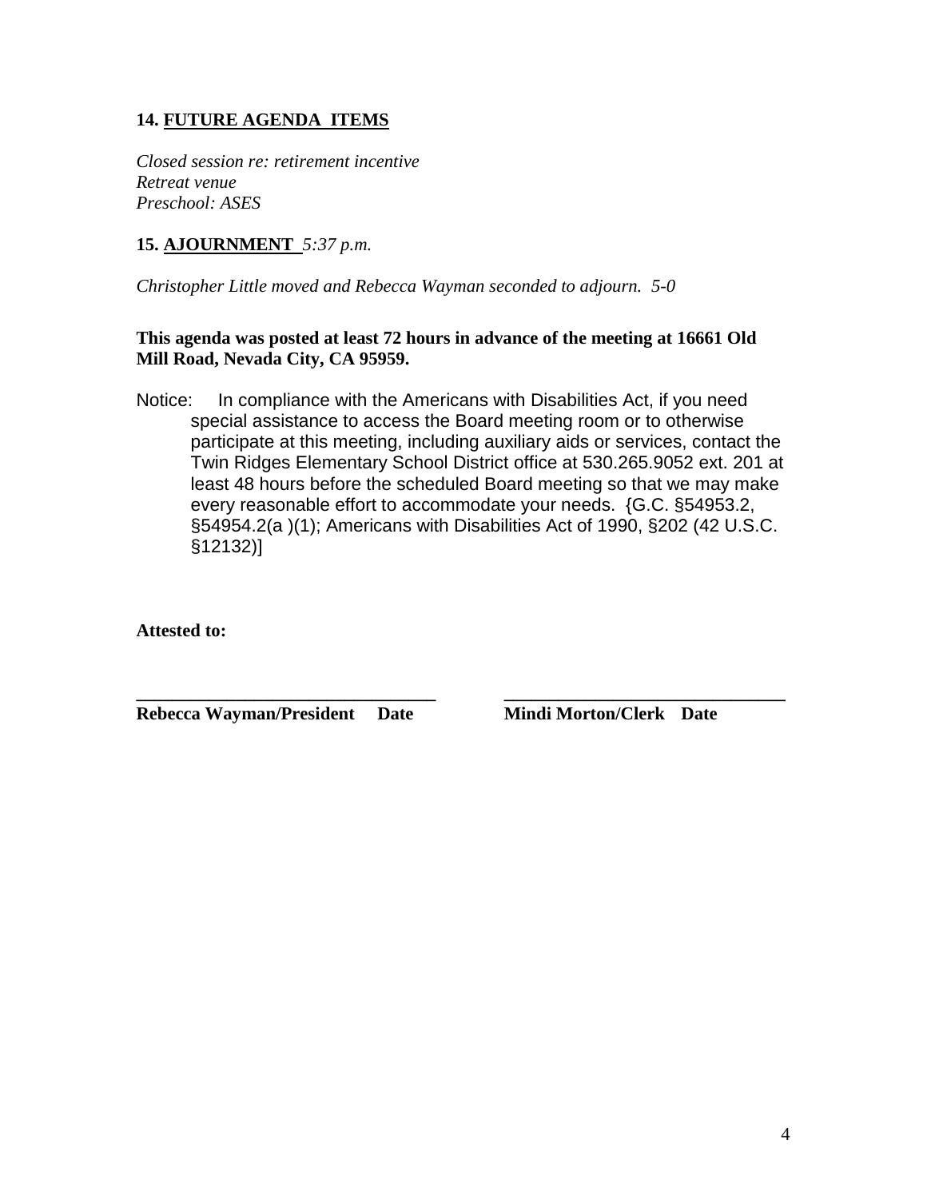**14. FUTURE AGENDA ITEMS**

*Closed session re: retirement incentive*
*Retreat venue*
*Preschool: ASES*

**15. AJOURNMENT** *5:37 p.m.*

*Christopher Little moved and Rebecca Wayman seconded to adjourn. 5-0*

**This agenda was posted at least 72 hours in advance of the meeting at 16661 Old Mill Road, Nevada City, CA 95959.**

Notice: In compliance with the Americans with Disabilities Act, if you need special assistance to access the Board meeting room or to otherwise participate at this meeting, including auxiliary aids or services, contact the Twin Ridges Elementary School District office at 530.265.9052 ext. 201 at least 48 hours before the scheduled Board meeting so that we may make every reasonable effort to accommodate your needs. {G.C. §54953.2, §54954.2(a )(1); Americans with Disabilities Act of 1990, §202 (42 U.S.C. §12132)]

**Attested to:**

________________________________ ________________________________
**Rebecca Wayman/President Date** **Mindi Morton/Clerk Date**